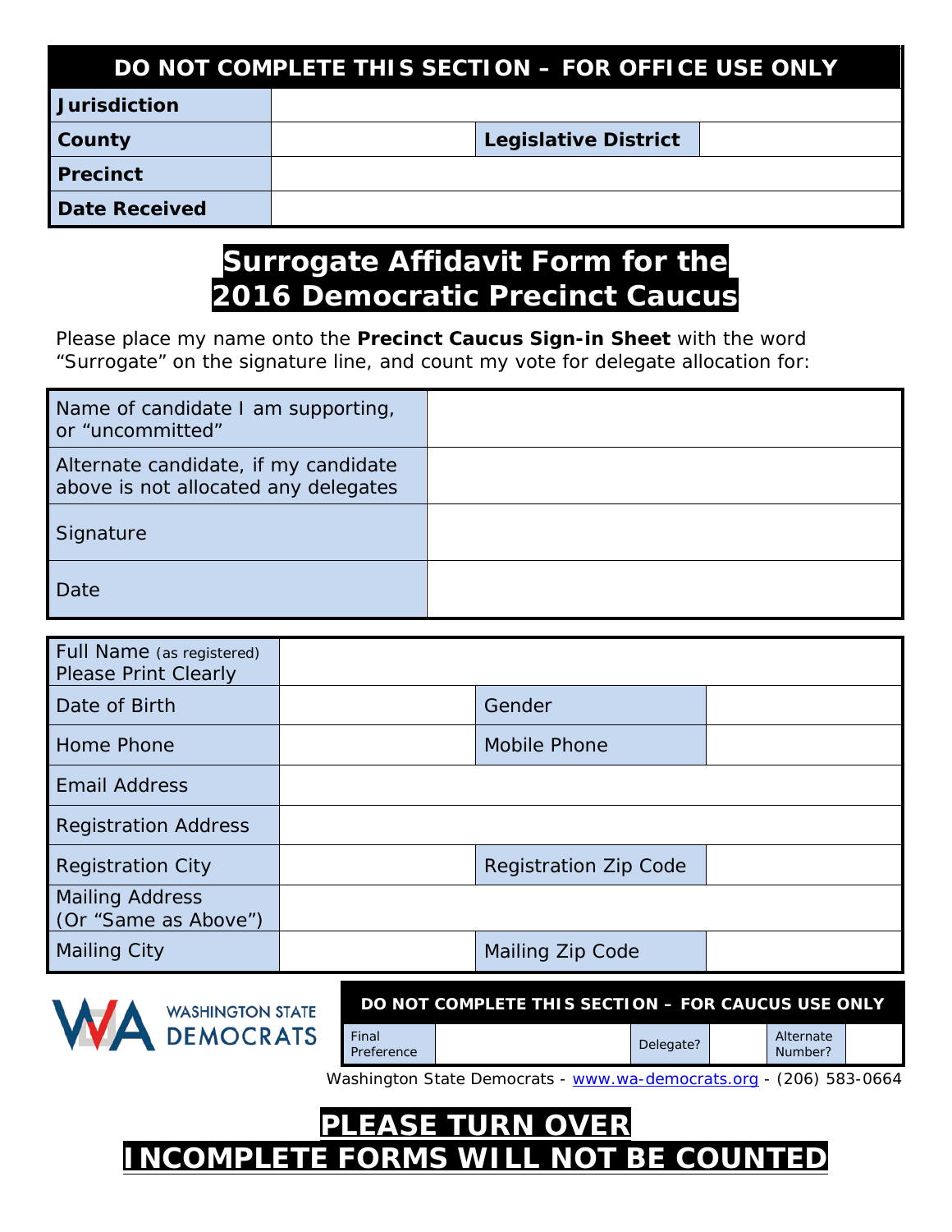| DO NOT COMPLETE THIS SECTION – FOR OFFICE USE ONLY | | | |
|---|---|---|---|
| **Jurisdiction** | | | |
| **County** | | **Legislative District** | |
| **Precinct** | | | |
| **Date Received** | | | |

# Surrogate Affidavit Form for the 2016 Democratic Precinct Caucus

Please place my name onto the **Precinct Caucus Sign-in Sheet** with the word "Surrogate" on the signature line, and count my vote for delegate allocation for:

| | |
|---|---|
| Name of candidate I am supporting, or "uncommitted" | |
| Alternate candidate, if my candidate above is not allocated any delegates | |
| Signature | |
| Date | |

| | | | |
|---|---|---|---|
| Full Name (as registered) Please Print Clearly | | | |
| Date of Birth | | Gender | |
| Home Phone | | Mobile Phone | |
| Email Address | | | |
| Registration Address | | | |
| Registration City | | Registration Zip Code | |
| Mailing Address (Or "Same as Above") | | | |
| Mailing City | | Mailing Zip Code | |

WASHINGTON STATE DEMOCRATS

| DO NOT COMPLETE THIS SECTION – FOR CAUCUS USE ONLY | | | | | |
|---|---|---|---|---|---|
| Final Preference | | Delegate? | | Alternate Number? | |

Washington State Democrats - www.wa-democrats.org - (206) 583-0664

**PLEASE TURN OVER**

**INCOMPLETE FORMS WILL NOT BE COUNTED**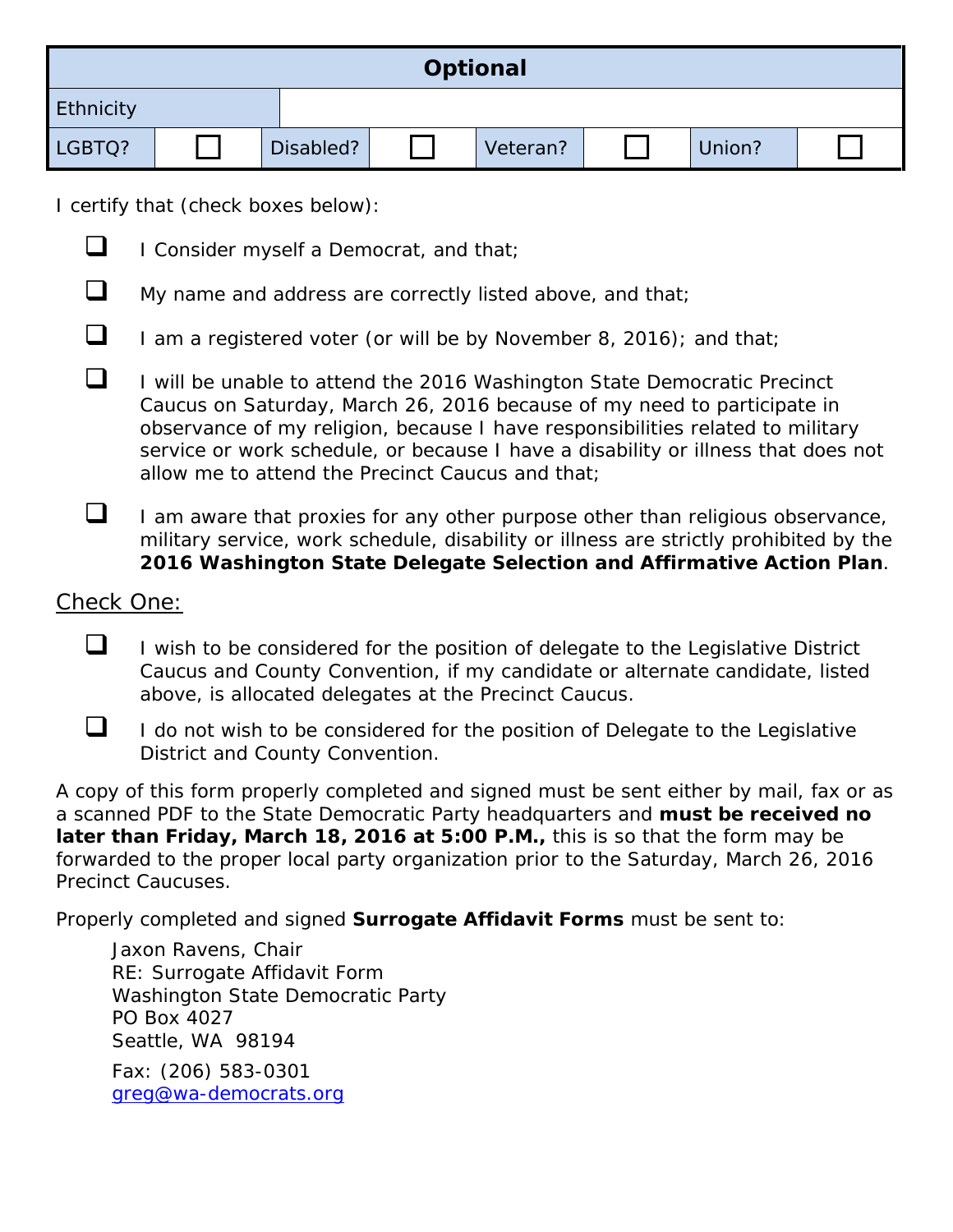| Optional | | | | | | | |
|---|---|---|---|---|---|---|---|
| Ethnicity | | | | | | | |
| LGBTQ? | ☐ | Disabled? | ☐ | Veteran? | ☐ | Union? | ☐ |

I certify that (check boxes below):

- ☐ I Consider myself a Democrat, and that;
- ☐ My name and address are correctly listed above, and that;
- ☐ I am a registered voter (or will be by November 8, 2016); and that;
- ☐ I will be unable to attend the 2016 Washington State Democratic Precinct Caucus on Saturday, March 26, 2016 because of my need to participate in observance of my religion, because I have responsibilities related to military service or work schedule, or because I have a disability or illness that does not allow me to attend the Precinct Caucus and that;
- ☐ I am aware that proxies for any other purpose other than religious observance, military service, work schedule, disability or illness are strictly prohibited by the **2016 Washington State Delegate Selection and Affirmative Action Plan**.

<u>Check One:</u>

- ☐ I wish to be considered for the position of delegate to the Legislative District Caucus and County Convention, if my candidate or alternate candidate, listed above, is allocated delegates at the Precinct Caucus.
- ☐ I do not wish to be considered for the position of Delegate to the Legislative District and County Convention.

A copy of this form properly completed and signed must be sent either by mail, fax or as a scanned PDF to the State Democratic Party headquarters and **must be received no later than Friday, March 18, 2016 at 5:00 P.M.,** this is so that the form may be forwarded to the proper local party organization prior to the Saturday, March 26, 2016 Precinct Caucuses.

Properly completed and signed **Surrogate Affidavit Forms** must be sent to:

Jaxon Ravens, Chair
RE: Surrogate Affidavit Form
Washington State Democratic Party
PO Box 4027
Seattle, WA 98194

Fax: (206) 583-0301
greg@wa-democrats.org